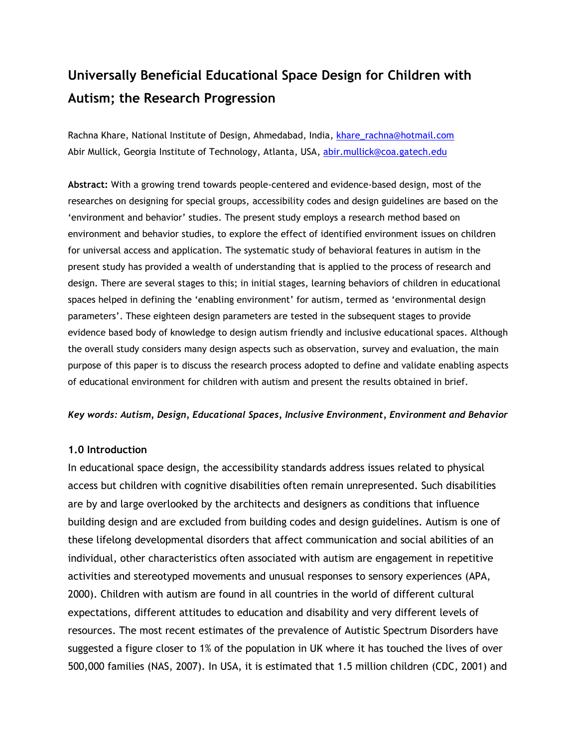# Universally Beneficial Educational Space Design for Children with Autism; the Research Progression

Rachna Khare, National Institute of Design, Ahmedabad, India, khare_rachna@hotmail.com
Abir Mullick, Georgia Institute of Technology, Atlanta, USA, abir.mullick@coa.gatech.edu

**Abstract:** With a growing trend towards people-centered and evidence-based design, most of the researches on designing for special groups, accessibility codes and design guidelines are based on the 'environment and behavior' studies. The present study employs a research method based on environment and behavior studies, to explore the effect of identified environment issues on children for universal access and application. The systematic study of behavioral features in autism in the present study has provided a wealth of understanding that is applied to the process of research and design. There are several stages to this; in initial stages, learning behaviors of children in educational spaces helped in defining the 'enabling environment' for autism, termed as 'environmental design parameters'. These eighteen design parameters are tested in the subsequent stages to provide evidence based body of knowledge to design autism friendly and inclusive educational spaces. Although the overall study considers many design aspects such as observation, survey and evaluation, the main purpose of this paper is to discuss the research process adopted to define and validate enabling aspects of educational environment for children with autism and present the results obtained in brief.

***Key words: Autism, Design, Educational Spaces, Inclusive Environment, Environment and Behavior***

## 1.0 Introduction

In educational space design, the accessibility standards address issues related to physical access but children with cognitive disabilities often remain unrepresented. Such disabilities are by and large overlooked by the architects and designers as conditions that influence building design and are excluded from building codes and design guidelines. Autism is one of these lifelong developmental disorders that affect communication and social abilities of an individual, other characteristics often associated with autism are engagement in repetitive activities and stereotyped movements and unusual responses to sensory experiences (APA, 2000). Children with autism are found in all countries in the world of different cultural expectations, different attitudes to education and disability and very different levels of resources. The most recent estimates of the prevalence of Autistic Spectrum Disorders have suggested a figure closer to 1% of the population in UK where it has touched the lives of over 500,000 families (NAS, 2007). In USA, it is estimated that 1.5 million children (CDC, 2001) and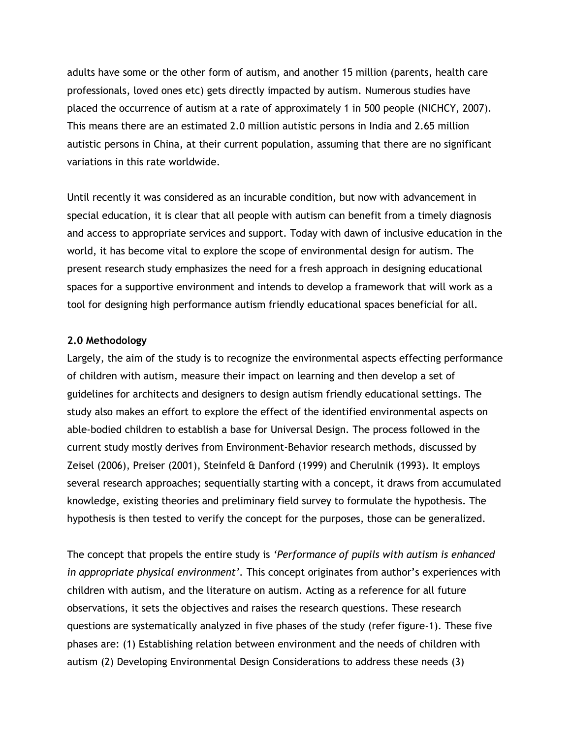adults have some or the other form of autism, and another 15 million (parents, health care professionals, loved ones etc) gets directly impacted by autism. Numerous studies have placed the occurrence of autism at a rate of approximately 1 in 500 people (NICHCY, 2007). This means there are an estimated 2.0 million autistic persons in India and 2.65 million autistic persons in China, at their current population, assuming that there are no significant variations in this rate worldwide.

Until recently it was considered as an incurable condition, but now with advancement in special education, it is clear that all people with autism can benefit from a timely diagnosis and access to appropriate services and support. Today with dawn of inclusive education in the world, it has become vital to explore the scope of environmental design for autism. The present research study emphasizes the need for a fresh approach in designing educational spaces for a supportive environment and intends to develop a framework that will work as a tool for designing high performance autism friendly educational spaces beneficial for all.

**2.0 Methodology**

Largely, the aim of the study is to recognize the environmental aspects effecting performance of children with autism, measure their impact on learning and then develop a set of guidelines for architects and designers to design autism friendly educational settings. The study also makes an effort to explore the effect of the identified environmental aspects on able-bodied children to establish a base for Universal Design. The process followed in the current study mostly derives from Environment-Behavior research methods, discussed by Zeisel (2006), Preiser (2001), Steinfeld & Danford (1999) and Cherulnik (1993). It employs several research approaches; sequentially starting with a concept, it draws from accumulated knowledge, existing theories and preliminary field survey to formulate the hypothesis. The hypothesis is then tested to verify the concept for the purposes, those can be generalized.

The concept that propels the entire study is *'Performance of pupils with autism is enhanced in appropriate physical environment'*. This concept originates from author's experiences with children with autism, and the literature on autism. Acting as a reference for all future observations, it sets the objectives and raises the research questions. These research questions are systematically analyzed in five phases of the study (refer figure-1). These five phases are: (1) Establishing relation between environment and the needs of children with autism (2) Developing Environmental Design Considerations to address these needs (3)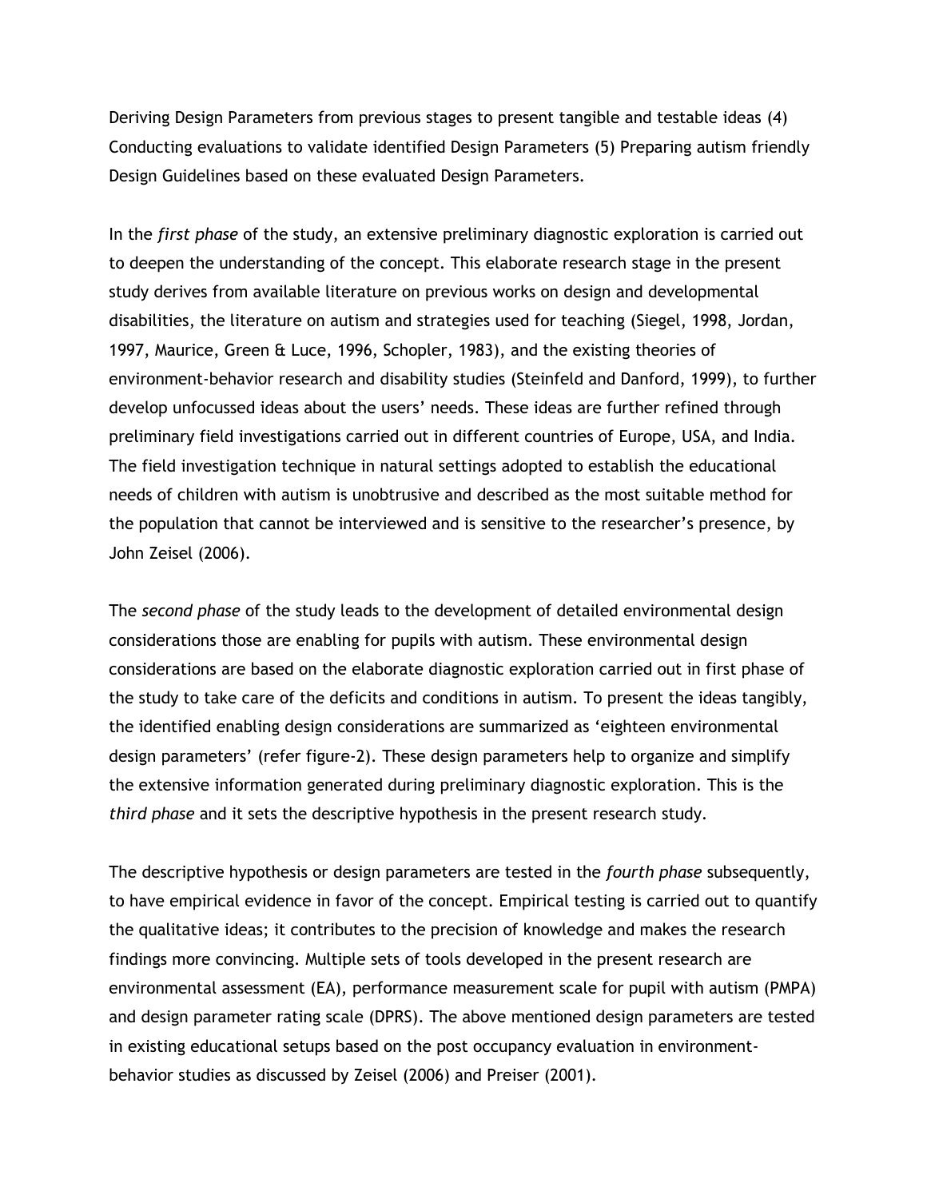Deriving Design Parameters from previous stages to present tangible and testable ideas (4) Conducting evaluations to validate identified Design Parameters (5) Preparing autism friendly Design Guidelines based on these evaluated Design Parameters.

In the *first phase* of the study, an extensive preliminary diagnostic exploration is carried out to deepen the understanding of the concept. This elaborate research stage in the present study derives from available literature on previous works on design and developmental disabilities, the literature on autism and strategies used for teaching (Siegel, 1998, Jordan, 1997, Maurice, Green & Luce, 1996, Schopler, 1983), and the existing theories of environment-behavior research and disability studies (Steinfeld and Danford, 1999), to further develop unfocussed ideas about the users' needs. These ideas are further refined through preliminary field investigations carried out in different countries of Europe, USA, and India. The field investigation technique in natural settings adopted to establish the educational needs of children with autism is unobtrusive and described as the most suitable method for the population that cannot be interviewed and is sensitive to the researcher's presence, by John Zeisel (2006).

The *second phase* of the study leads to the development of detailed environmental design considerations those are enabling for pupils with autism. These environmental design considerations are based on the elaborate diagnostic exploration carried out in first phase of the study to take care of the deficits and conditions in autism. To present the ideas tangibly, the identified enabling design considerations are summarized as 'eighteen environmental design parameters' (refer figure-2). These design parameters help to organize and simplify the extensive information generated during preliminary diagnostic exploration. This is the *third phase* and it sets the descriptive hypothesis in the present research study.

The descriptive hypothesis or design parameters are tested in the *fourth phase* subsequently, to have empirical evidence in favor of the concept. Empirical testing is carried out to quantify the qualitative ideas; it contributes to the precision of knowledge and makes the research findings more convincing. Multiple sets of tools developed in the present research are environmental assessment (EA), performance measurement scale for pupil with autism (PMPA) and design parameter rating scale (DPRS). The above mentioned design parameters are tested in existing educational setups based on the post occupancy evaluation in environment-behavior studies as discussed by Zeisel (2006) and Preiser (2001).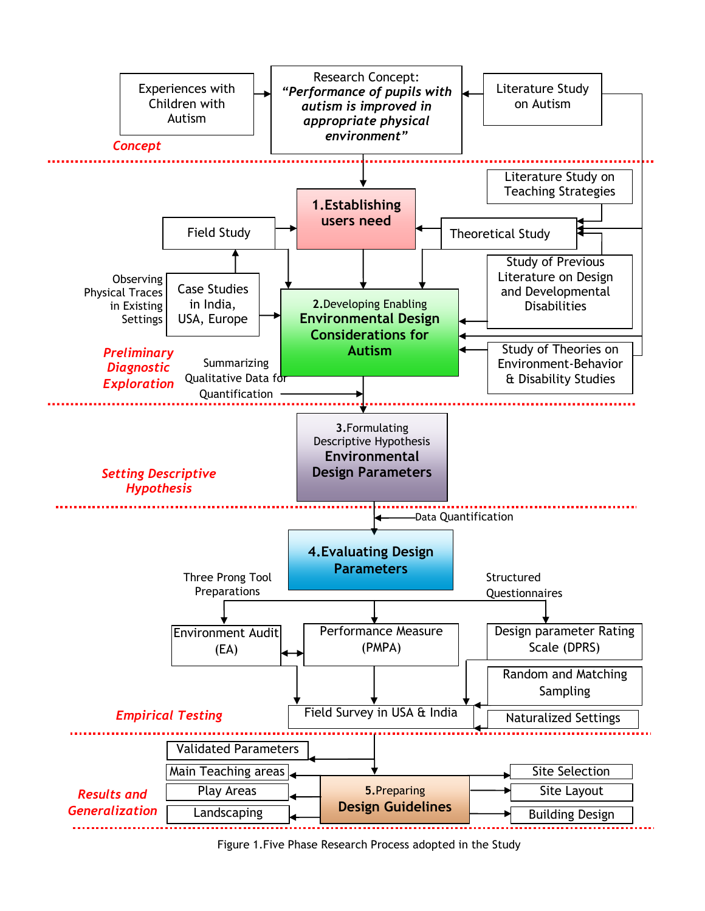**Concept**

- Experiences with Children with Autism
- Research Concept: ***"Performance of pupils with autism is improved in appropriate physical environment"***
- Literature Study on Autism

**Preliminary Diagnostic Exploration**

- **1. Establishing users need**
- Field Study
- Literature Study on Teaching Strategies
- Theoretical Study
- Observing Physical Traces in Existing Settings
- Case Studies in India, USA, Europe
- Study of Previous Literature on Design and Developmental Disabilities
- 2. Developing Enabling **Environmental Design Considerations for Autism**
- Study of Theories on Environment-Behavior & Disability Studies
- Summarizing Qualitative Data for Quantification

**Setting Descriptive Hypothesis**

- 3. Formulating Descriptive Hypothesis **Environmental Design Parameters**
- Data Quantification

**Empirical Testing**

- **4. Evaluating Design Parameters**
- Three Prong Tool Preparations
- Structured Questionnaires
- Environment Audit (EA)
- Performance Measure (PMPA)
- Design parameter Rating Scale (DPRS)
- Random and Matching Sampling
- Field Survey in USA & India
- Naturalized Settings

**Results and Generalization**

- Validated Parameters
- 5. Preparing **Design Guidelines**
- Main Teaching areas
- Play Areas
- Landscaping
- Site Selection
- Site Layout
- Building Design

Figure 1. Five Phase Research Process adopted in the Study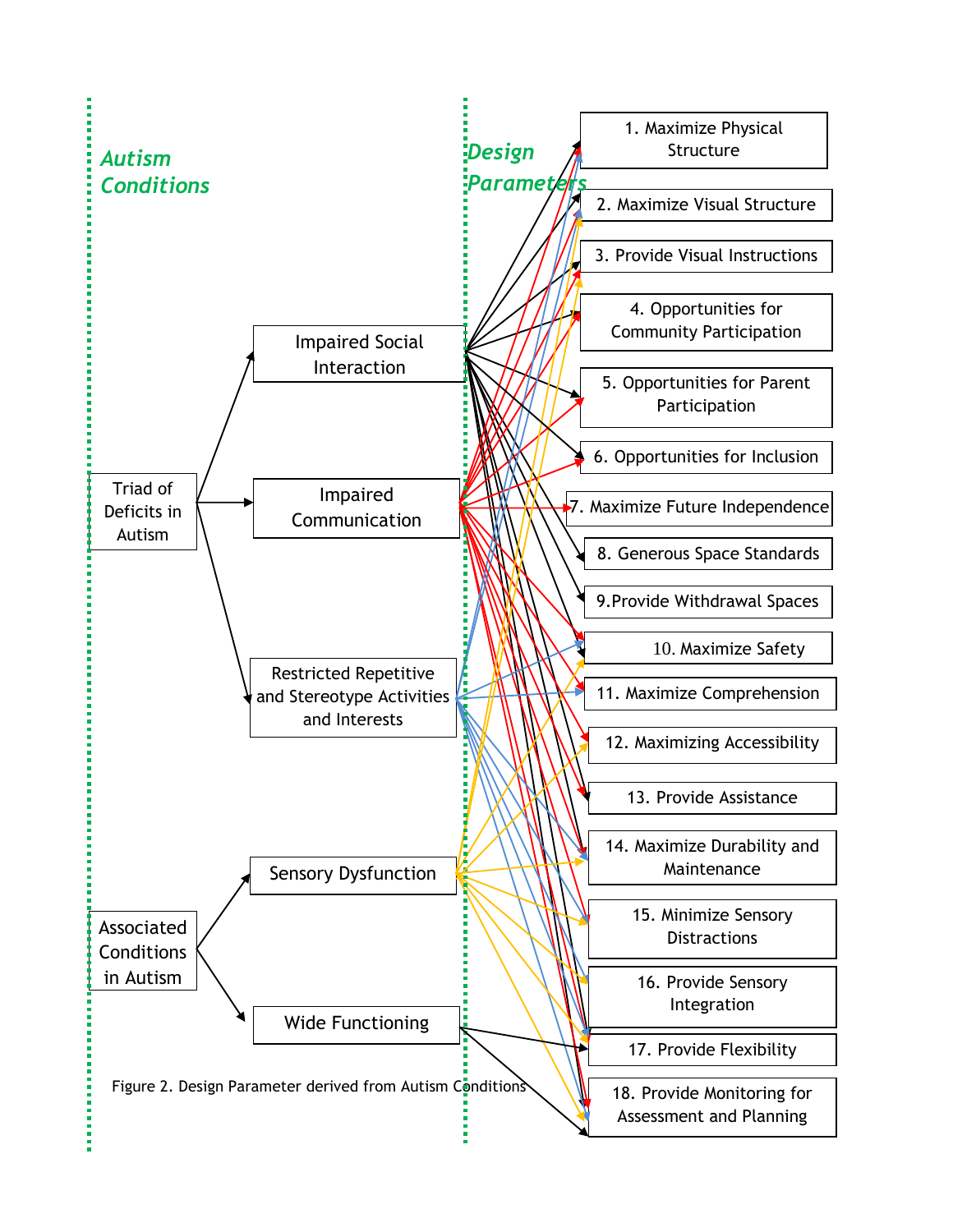*Autism Conditions*

*Design Parameters*

Triad of Deficits in Autism

Impaired Social Interaction

Impaired Communication

Restricted Repetitive and Stereotype Activities and Interests

Associated Conditions in Autism

Sensory Dysfunction

Wide Functioning

1. Maximize Physical Structure
2. Maximize Visual Structure
3. Provide Visual Instructions
4. Opportunities for Community Participation
5. Opportunities for Parent Participation
6. Opportunities for Inclusion
7. Maximize Future Independence
8. Generous Space Standards
9. Provide Withdrawal Spaces
10. Maximize Safety
11. Maximize Comprehension
12. Maximizing Accessibility
13. Provide Assistance
14. Maximize Durability and Maintenance
15. Minimize Sensory Distractions
16. Provide Sensory Integration
17. Provide Flexibility
18. Provide Monitoring for Assessment and Planning

Figure 2. Design Parameter derived from Autism Conditions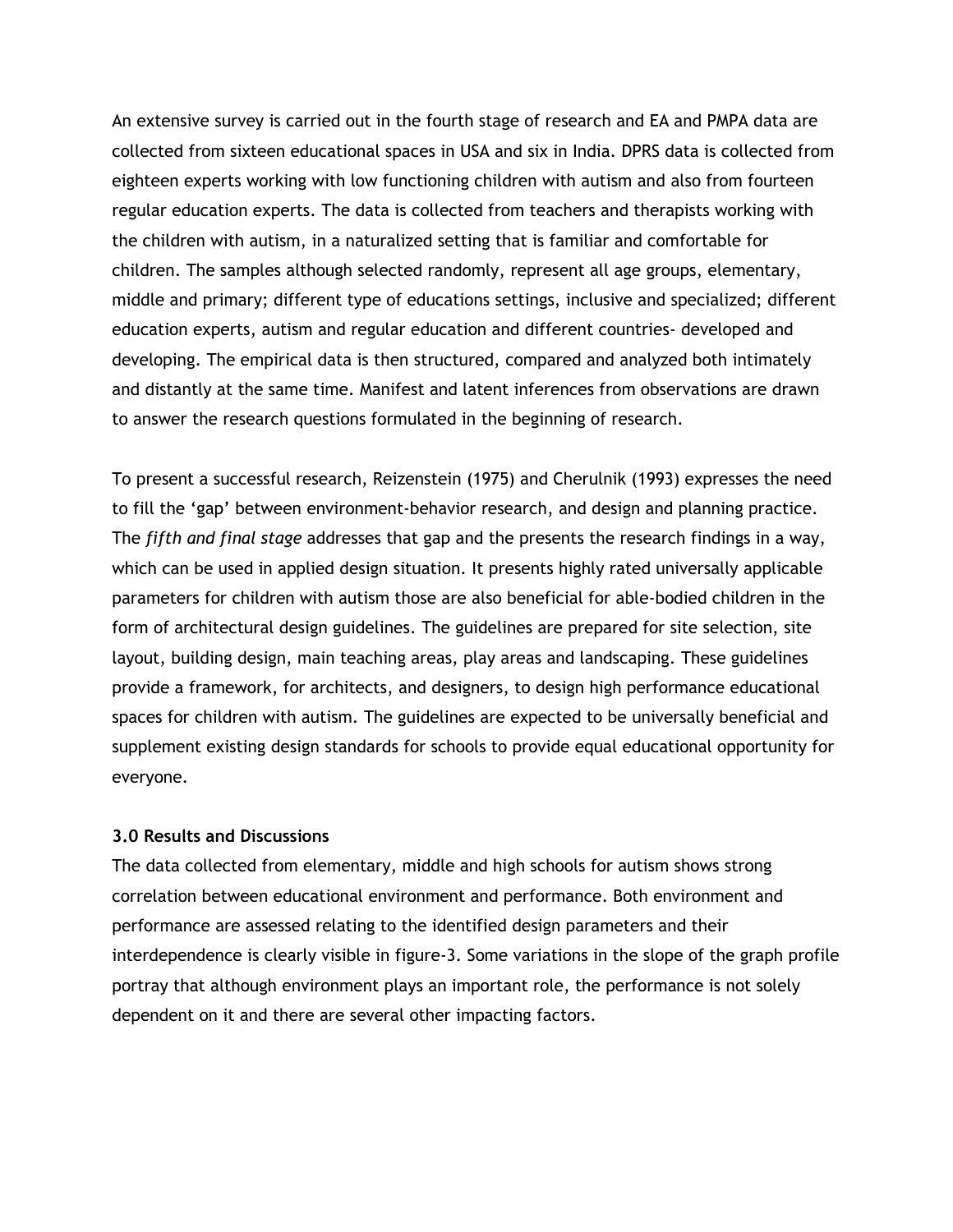An extensive survey is carried out in the fourth stage of research and EA and PMPA data are collected from sixteen educational spaces in USA and six in India. DPRS data is collected from eighteen experts working with low functioning children with autism and also from fourteen regular education experts. The data is collected from teachers and therapists working with the children with autism, in a naturalized setting that is familiar and comfortable for children. The samples although selected randomly, represent all age groups, elementary, middle and primary; different type of educations settings, inclusive and specialized; different education experts, autism and regular education and different countries- developed and developing. The empirical data is then structured, compared and analyzed both intimately and distantly at the same time. Manifest and latent inferences from observations are drawn to answer the research questions formulated in the beginning of research.

To present a successful research, Reizenstein (1975) and Cherulnik (1993) expresses the need to fill the 'gap' between environment-behavior research, and design and planning practice. The *fifth and final stage* addresses that gap and the presents the research findings in a way, which can be used in applied design situation. It presents highly rated universally applicable parameters for children with autism those are also beneficial for able-bodied children in the form of architectural design guidelines. The guidelines are prepared for site selection, site layout, building design, main teaching areas, play areas and landscaping. These guidelines provide a framework, for architects, and designers, to design high performance educational spaces for children with autism. The guidelines are expected to be universally beneficial and supplement existing design standards for schools to provide equal educational opportunity for everyone.

### 3.0 Results and Discussions

The data collected from elementary, middle and high schools for autism shows strong correlation between educational environment and performance. Both environment and performance are assessed relating to the identified design parameters and their interdependence is clearly visible in figure-3. Some variations in the slope of the graph profile portray that although environment plays an important role, the performance is not solely dependent on it and there are several other impacting factors.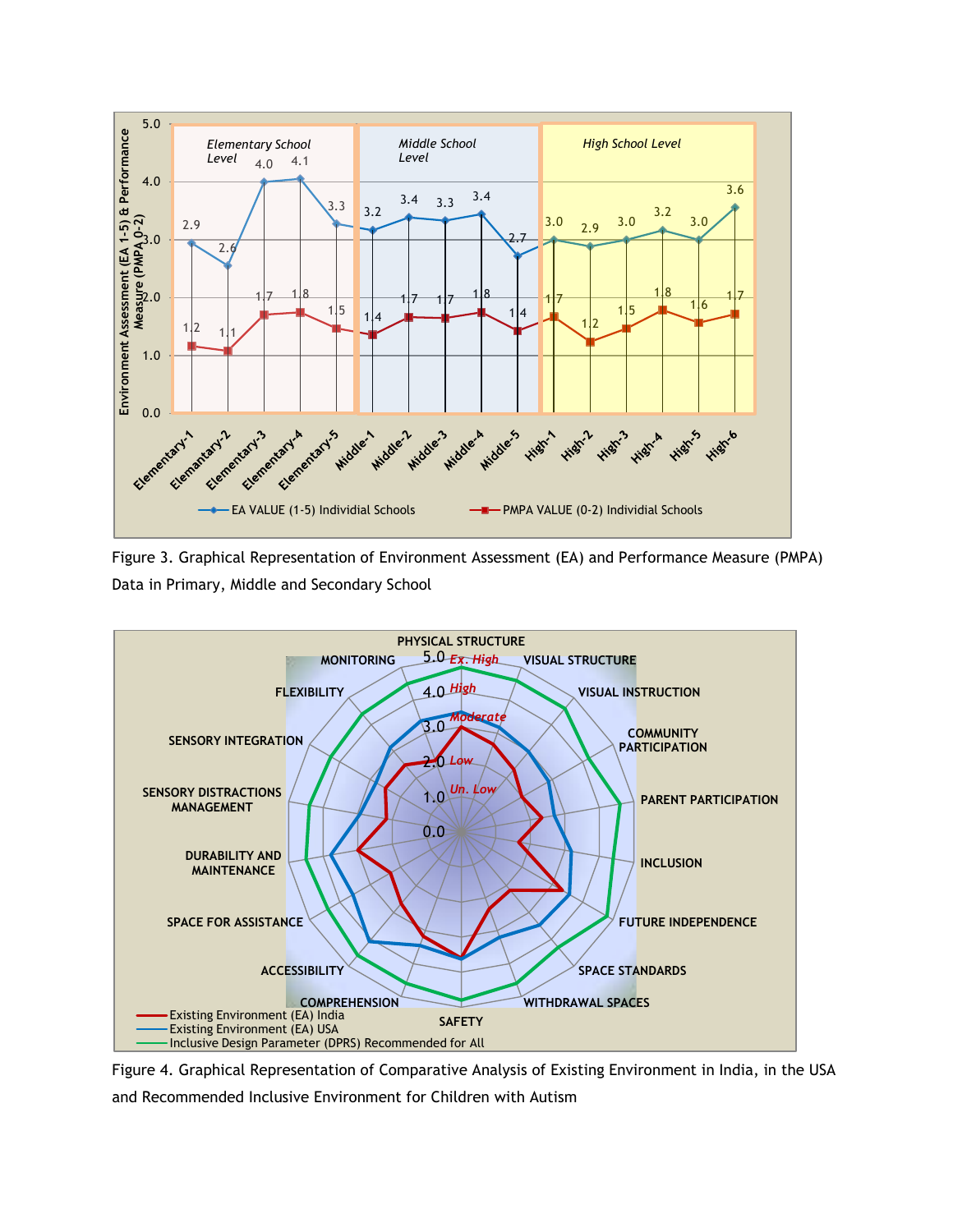Figure 3. Graphical Representation of Environment Assessment (EA) and Performance Measure (PMPA) Data in Primary, Middle and Secondary School

Figure 4. Graphical Representation of Comparative Analysis of Existing Environment in India, in the USA and Recommended Inclusive Environment for Children with Autism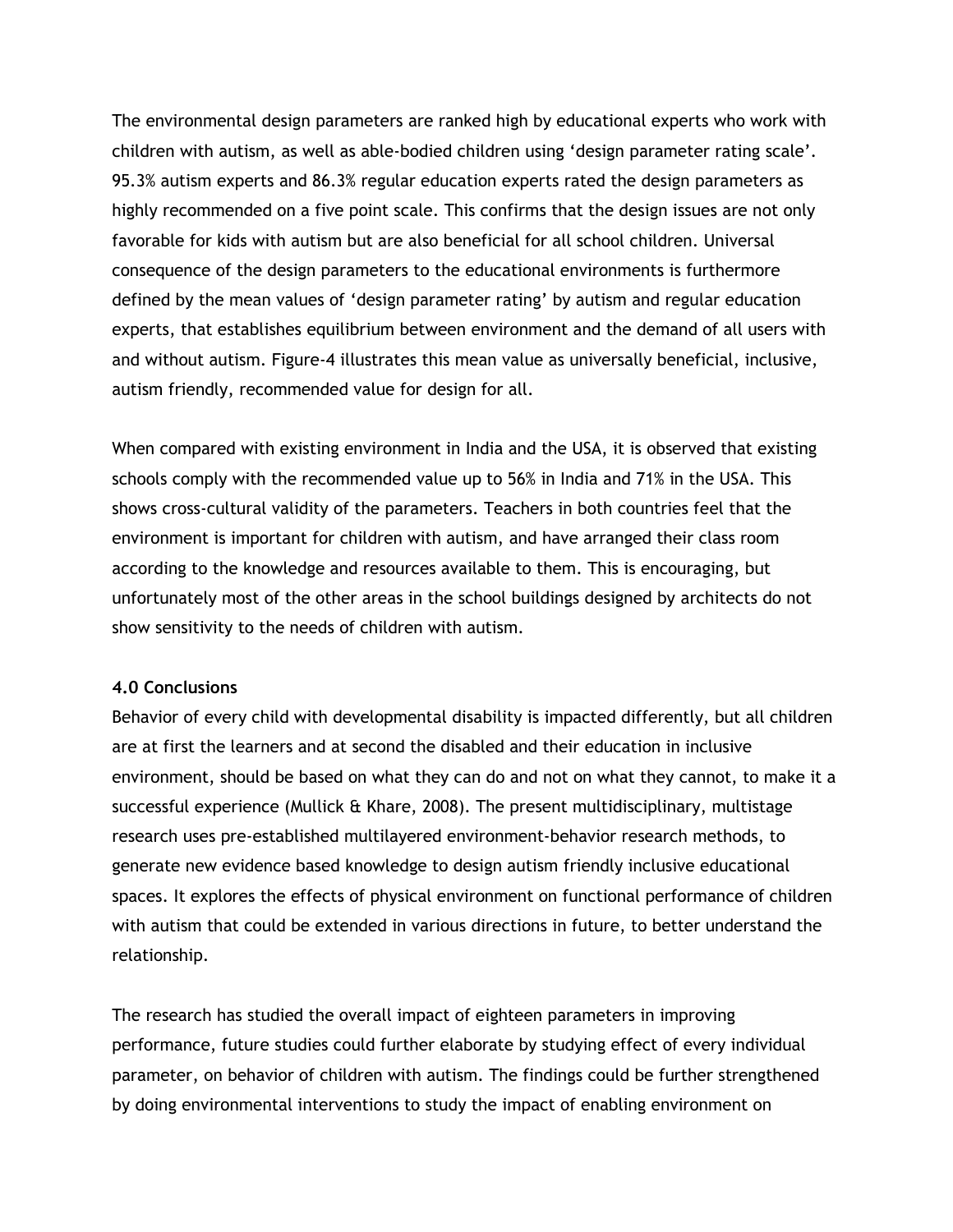The environmental design parameters are ranked high by educational experts who work with children with autism, as well as able-bodied children using 'design parameter rating scale'. 95.3% autism experts and 86.3% regular education experts rated the design parameters as highly recommended on a five point scale. This confirms that the design issues are not only favorable for kids with autism but are also beneficial for all school children. Universal consequence of the design parameters to the educational environments is furthermore defined by the mean values of 'design parameter rating' by autism and regular education experts, that establishes equilibrium between environment and the demand of all users with and without autism. Figure-4 illustrates this mean value as universally beneficial, inclusive, autism friendly, recommended value for design for all.

When compared with existing environment in India and the USA, it is observed that existing schools comply with the recommended value up to 56% in India and 71% in the USA. This shows cross-cultural validity of the parameters. Teachers in both countries feel that the environment is important for children with autism, and have arranged their class room according to the knowledge and resources available to them. This is encouraging, but unfortunately most of the other areas in the school buildings designed by architects do not show sensitivity to the needs of children with autism.

## 4.0 Conclusions

Behavior of every child with developmental disability is impacted differently, but all children are at first the learners and at second the disabled and their education in inclusive environment, should be based on what they can do and not on what they cannot, to make it a successful experience (Mullick & Khare, 2008). The present multidisciplinary, multistage research uses pre-established multilayered environment-behavior research methods, to generate new evidence based knowledge to design autism friendly inclusive educational spaces. It explores the effects of physical environment on functional performance of children with autism that could be extended in various directions in future, to better understand the relationship.

The research has studied the overall impact of eighteen parameters in improving performance, future studies could further elaborate by studying effect of every individual parameter, on behavior of children with autism. The findings could be further strengthened by doing environmental interventions to study the impact of enabling environment on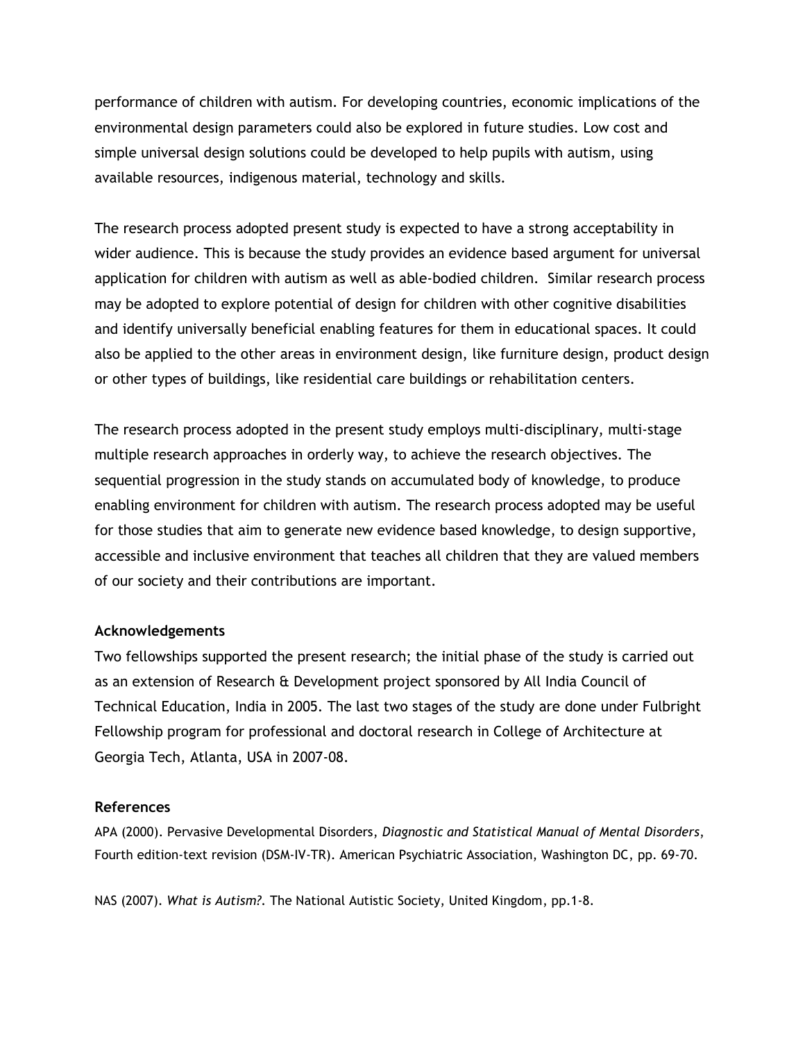performance of children with autism. For developing countries, economic implications of the environmental design parameters could also be explored in future studies. Low cost and simple universal design solutions could be developed to help pupils with autism, using available resources, indigenous material, technology and skills.

The research process adopted present study is expected to have a strong acceptability in wider audience. This is because the study provides an evidence based argument for universal application for children with autism as well as able-bodied children. Similar research process may be adopted to explore potential of design for children with other cognitive disabilities and identify universally beneficial enabling features for them in educational spaces. It could also be applied to the other areas in environment design, like furniture design, product design or other types of buildings, like residential care buildings or rehabilitation centers.

The research process adopted in the present study employs multi-disciplinary, multi-stage multiple research approaches in orderly way, to achieve the research objectives. The sequential progression in the study stands on accumulated body of knowledge, to produce enabling environment for children with autism. The research process adopted may be useful for those studies that aim to generate new evidence based knowledge, to design supportive, accessible and inclusive environment that teaches all children that they are valued members of our society and their contributions are important.

### Acknowledgements

Two fellowships supported the present research; the initial phase of the study is carried out as an extension of Research & Development project sponsored by All India Council of Technical Education, India in 2005. The last two stages of the study are done under Fulbright Fellowship program for professional and doctoral research in College of Architecture at Georgia Tech, Atlanta, USA in 2007-08.

### References

APA (2000). Pervasive Developmental Disorders, *Diagnostic and Statistical Manual of Mental Disorders*, Fourth edition-text revision (DSM-IV-TR). American Psychiatric Association, Washington DC, pp. 69-70.

NAS (2007). *What is Autism?.* The National Autistic Society, United Kingdom, pp.1-8.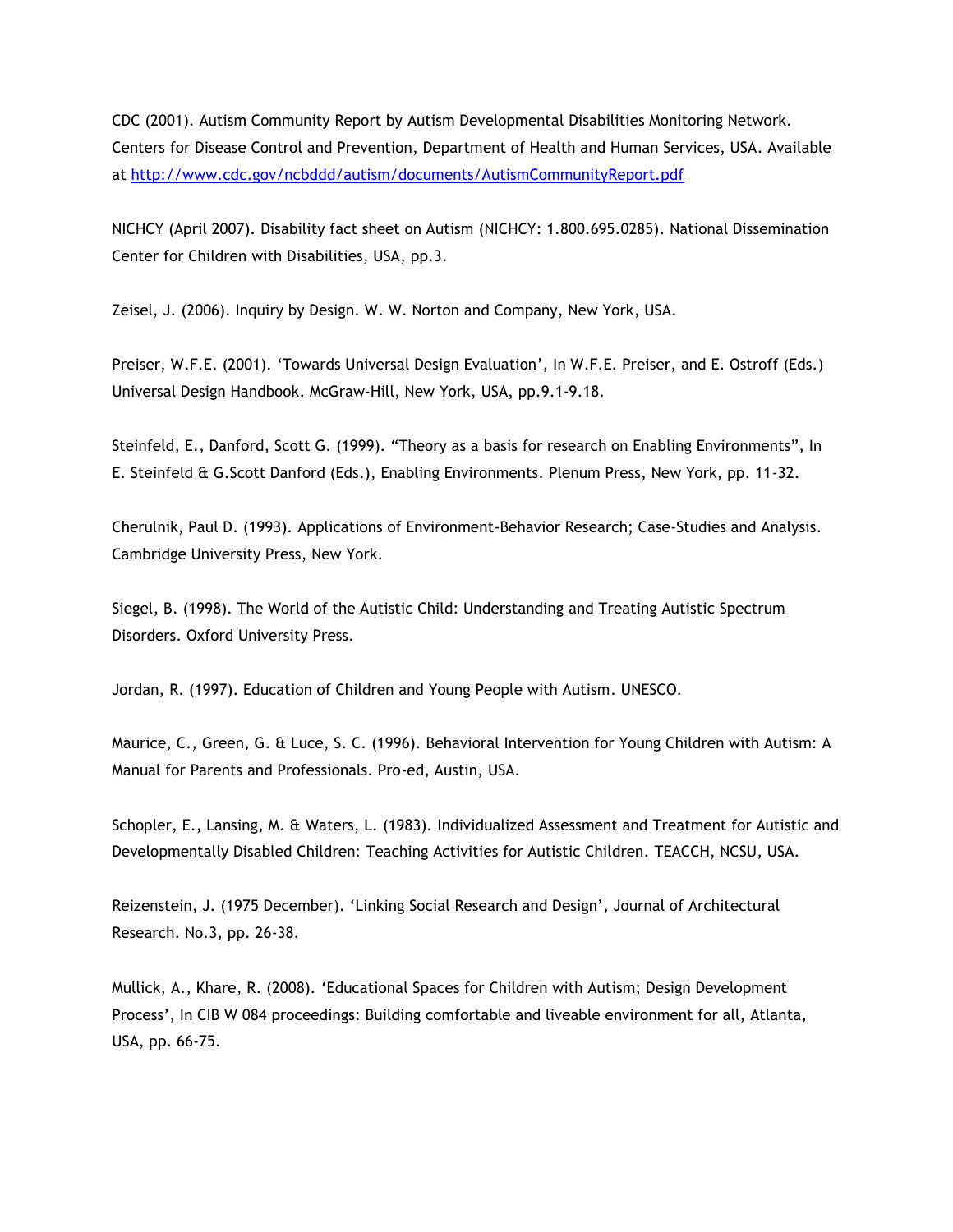CDC (2001). Autism Community Report by Autism Developmental Disabilities Monitoring Network. Centers for Disease Control and Prevention, Department of Health and Human Services, USA. Available at http://www.cdc.gov/ncbddd/autism/documents/AutismCommunityReport.pdf

NICHCY (April 2007). Disability fact sheet on Autism (NICHCY: 1.800.695.0285). National Dissemination Center for Children with Disabilities, USA, pp.3.

Zeisel, J. (2006). Inquiry by Design. W. W. Norton and Company, New York, USA.

Preiser, W.F.E. (2001). 'Towards Universal Design Evaluation', In W.F.E. Preiser, and E. Ostroff (Eds.) Universal Design Handbook. McGraw-Hill, New York, USA, pp.9.1-9.18.

Steinfeld, E., Danford, Scott G. (1999). "Theory as a basis for research on Enabling Environments", In E. Steinfeld & G.Scott Danford (Eds.), Enabling Environments. Plenum Press, New York, pp. 11-32.

Cherulnik, Paul D. (1993). Applications of Environment-Behavior Research; Case-Studies and Analysis. Cambridge University Press, New York.

Siegel, B. (1998). The World of the Autistic Child: Understanding and Treating Autistic Spectrum Disorders. Oxford University Press.

Jordan, R. (1997). Education of Children and Young People with Autism. UNESCO.

Maurice, C., Green, G. & Luce, S. C. (1996). Behavioral Intervention for Young Children with Autism: A Manual for Parents and Professionals. Pro-ed, Austin, USA.

Schopler, E., Lansing, M. & Waters, L. (1983). Individualized Assessment and Treatment for Autistic and Developmentally Disabled Children: Teaching Activities for Autistic Children. TEACCH, NCSU, USA.

Reizenstein, J. (1975 December). 'Linking Social Research and Design', Journal of Architectural Research. No.3, pp. 26-38.

Mullick, A., Khare, R. (2008). 'Educational Spaces for Children with Autism; Design Development Process', In CIB W 084 proceedings: Building comfortable and liveable environment for all, Atlanta, USA, pp. 66-75.